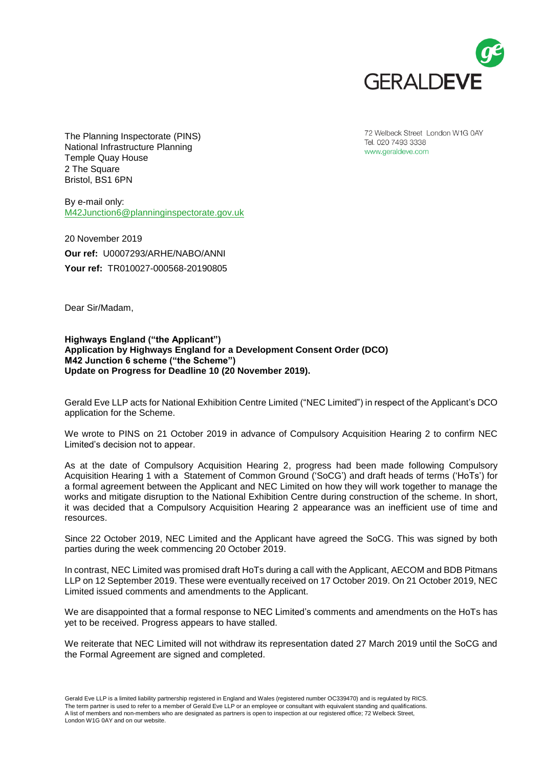The Planning Inspectorate (PINS)
National Infrastructure Planning
Temple Quay House
2 The Square
Bristol, BS1 6PN

72 Welbeck Street London W1G 0AY
Tel. 020 7493 3338
www.geraldeve.com

By e-mail only:
M42Junction6@planninginspectorate.gov.uk

20 November 2019

**Our ref:** U0007293/ARHE/NABO/ANNI

**Your ref:** TR010027-000568-20190805

Dear Sir/Madam,

**Highways England ("the Applicant")**
**Application by Highways England for a Development Consent Order (DCO)**
**M42 Junction 6 scheme ("the Scheme")**
**Update on Progress for Deadline 10 (20 November 2019).**

Gerald Eve LLP acts for National Exhibition Centre Limited ("NEC Limited") in respect of the Applicant's DCO application for the Scheme.

We wrote to PINS on 21 October 2019 in advance of Compulsory Acquisition Hearing 2 to confirm NEC Limited's decision not to appear.

As at the date of Compulsory Acquisition Hearing 2, progress had been made following Compulsory Acquisition Hearing 1 with a Statement of Common Ground ('SoCG') and draft heads of terms ('HoTs') for a formal agreement between the Applicant and NEC Limited on how they will work together to manage the works and mitigate disruption to the National Exhibition Centre during construction of the scheme. In short, it was decided that a Compulsory Acquisition Hearing 2 appearance was an inefficient use of time and resources.

Since 22 October 2019, NEC Limited and the Applicant have agreed the SoCG. This was signed by both parties during the week commencing 20 October 2019.

In contrast, NEC Limited was promised draft HoTs during a call with the Applicant, AECOM and BDB Pitmans LLP on 12 September 2019. These were eventually received on 17 October 2019. On 21 October 2019, NEC Limited issued comments and amendments to the Applicant.

We are disappointed that a formal response to NEC Limited's comments and amendments on the HoTs has yet to be received. Progress appears to have stalled.

We reiterate that NEC Limited will not withdraw its representation dated 27 March 2019 until the SoCG and the Formal Agreement are signed and completed.

Gerald Eve LLP is a limited liability partnership registered in England and Wales (registered number OC339470) and is regulated by RICS. The term partner is used to refer to a member of Gerald Eve LLP or an employee or consultant with equivalent standing and qualifications. A list of members and non-members who are designated as partners is open to inspection at our registered office; 72 Welbeck Street, London W1G 0AY and on our website.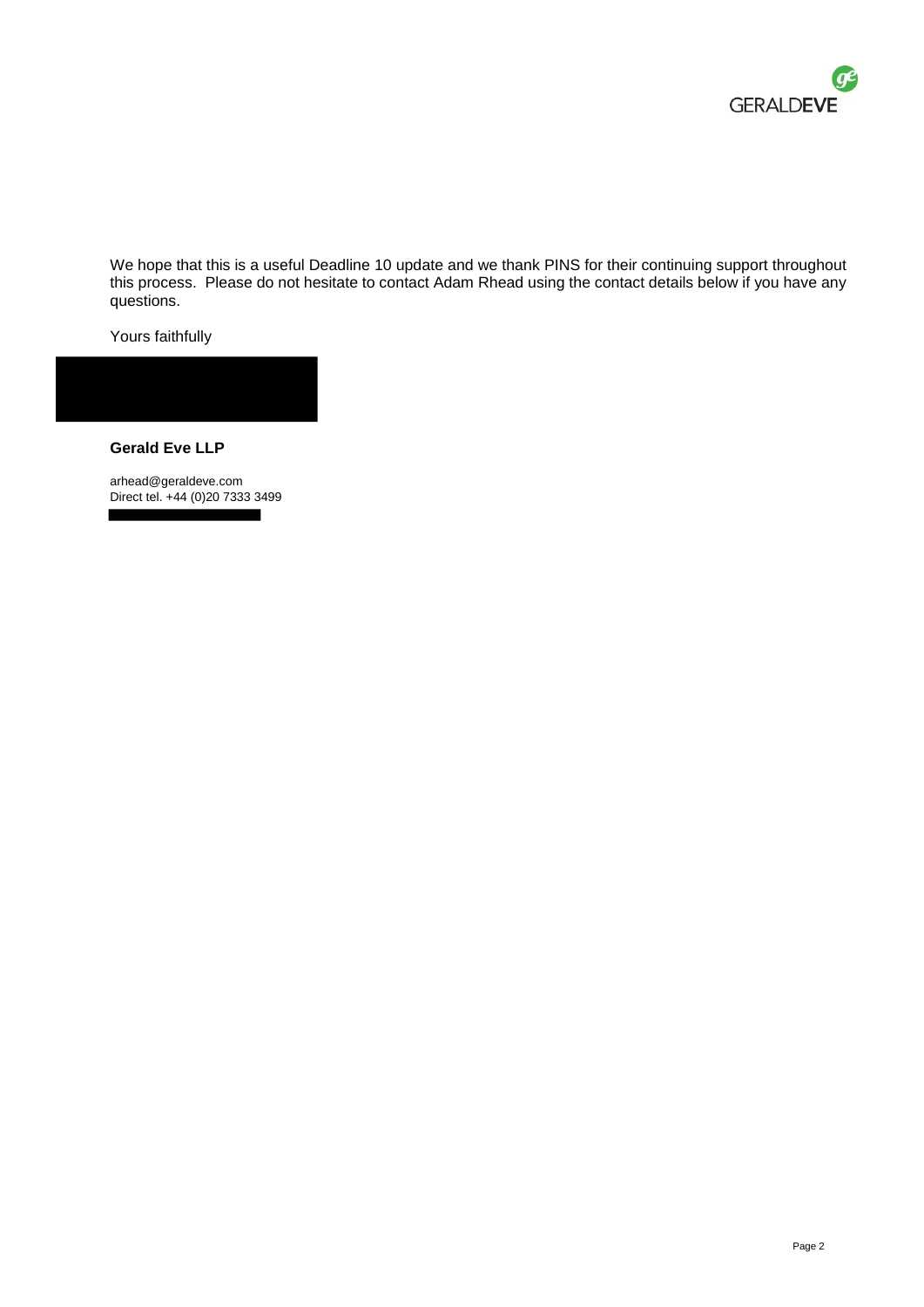We hope that this is a useful Deadline 10 update and we thank PINS for their continuing support throughout this process. Please do not hesitate to contact Adam Rhead using the contact details below if you have any questions.

Yours faithfully

**Gerald Eve LLP**

arhead@geraldeve.com
Direct tel. +44 (0)20 7333 3499